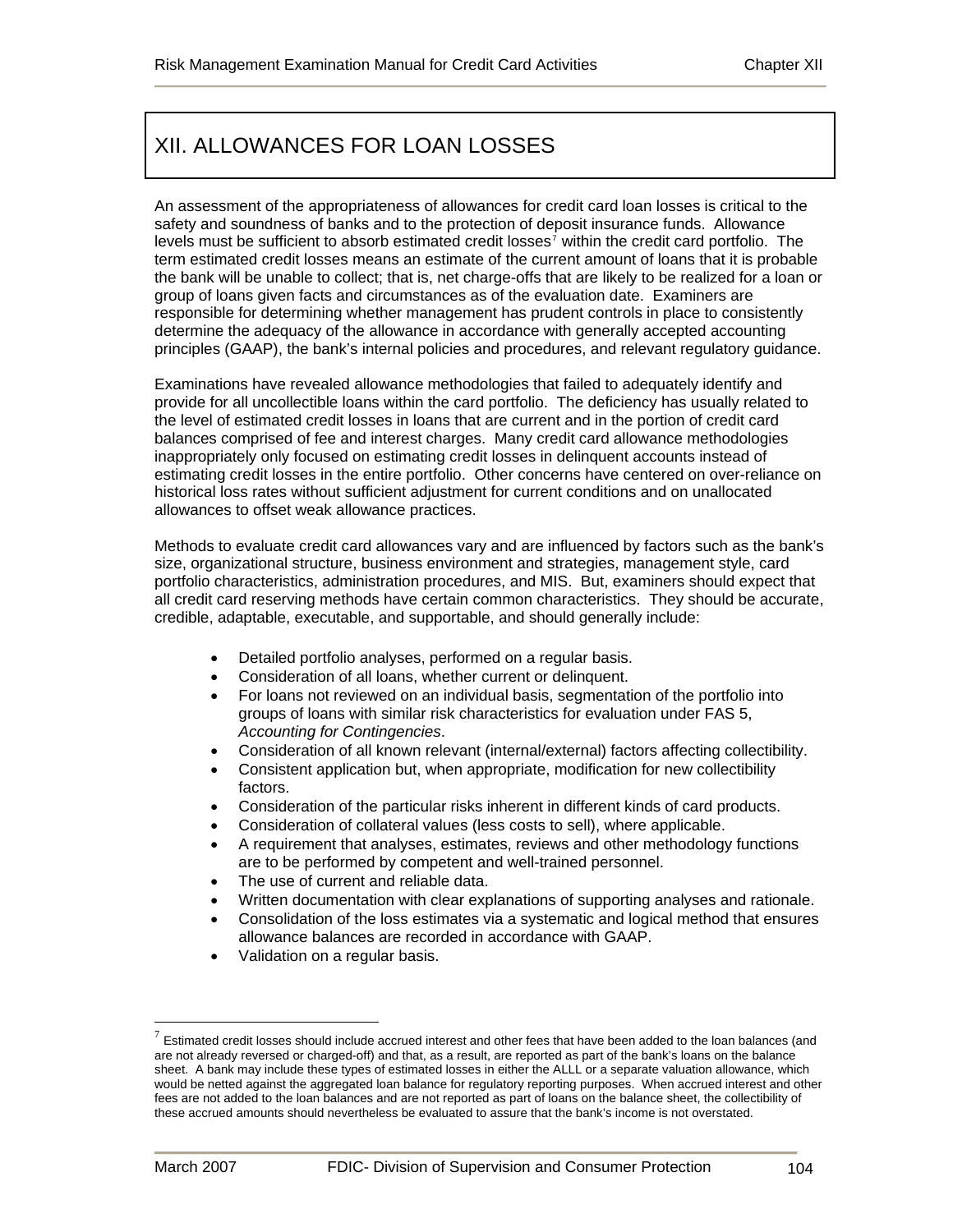# XII. ALLOWANCES FOR LOAN LOSSES

An assessment of the appropriateness of allowances for credit card loan losses is critical to the safety and soundness of banks and to the protection of deposit insurance funds. Allowance levels must be sufficient to absorb estimated credit losses[7] within the credit card portfolio. The term estimated credit losses means an estimate of the current amount of loans that it is probable the bank will be unable to collect; that is, net charge-offs that are likely to be realized for a loan or group of loans given facts and circumstances as of the evaluation date. Examiners are responsible for determining whether management has prudent controls in place to consistently determine the adequacy of the allowance in accordance with generally accepted accounting principles (GAAP), the bank's internal policies and procedures, and relevant regulatory guidance.

Examinations have revealed allowance methodologies that failed to adequately identify and provide for all uncollectible loans within the card portfolio. The deficiency has usually related to the level of estimated credit losses in loans that are current and in the portion of credit card balances comprised of fee and interest charges. Many credit card allowance methodologies inappropriately only focused on estimating credit losses in delinquent accounts instead of estimating credit losses in the entire portfolio. Other concerns have centered on over-reliance on historical loss rates without sufficient adjustment for current conditions and on unallocated allowances to offset weak allowance practices.

Methods to evaluate credit card allowances vary and are influenced by factors such as the bank's size, organizational structure, business environment and strategies, management style, card portfolio characteristics, administration procedures, and MIS. But, examiners should expect that all credit card reserving methods have certain common characteristics. They should be accurate, credible, adaptable, executable, and supportable, and should generally include:

- Detailed portfolio analyses, performed on a regular basis.
- Consideration of all loans, whether current or delinquent.
- For loans not reviewed on an individual basis, segmentation of the portfolio into groups of loans with similar risk characteristics for evaluation under FAS 5, *Accounting for Contingencies*.
- Consideration of all known relevant (internal/external) factors affecting collectibility.
- Consistent application but, when appropriate, modification for new collectibility factors.
- Consideration of the particular risks inherent in different kinds of card products.
- Consideration of collateral values (less costs to sell), where applicable.
- A requirement that analyses, estimates, reviews and other methodology functions are to be performed by competent and well-trained personnel.
- The use of current and reliable data.
- Written documentation with clear explanations of supporting analyses and rationale.
- Consolidation of the loss estimates via a systematic and logical method that ensures allowance balances are recorded in accordance with GAAP.
- Validation on a regular basis.

---

[7] Estimated credit losses should include accrued interest and other fees that have been added to the loan balances (and are not already reversed or charged-off) and that, as a result, are reported as part of the bank's loans on the balance sheet. A bank may include these types of estimated losses in either the ALLL or a separate valuation allowance, which would be netted against the aggregated loan balance for regulatory reporting purposes. When accrued interest and other fees are not added to the loan balances and are not reported as part of loans on the balance sheet, the collectibility of these accrued amounts should nevertheless be evaluated to assure that the bank's income is not overstated.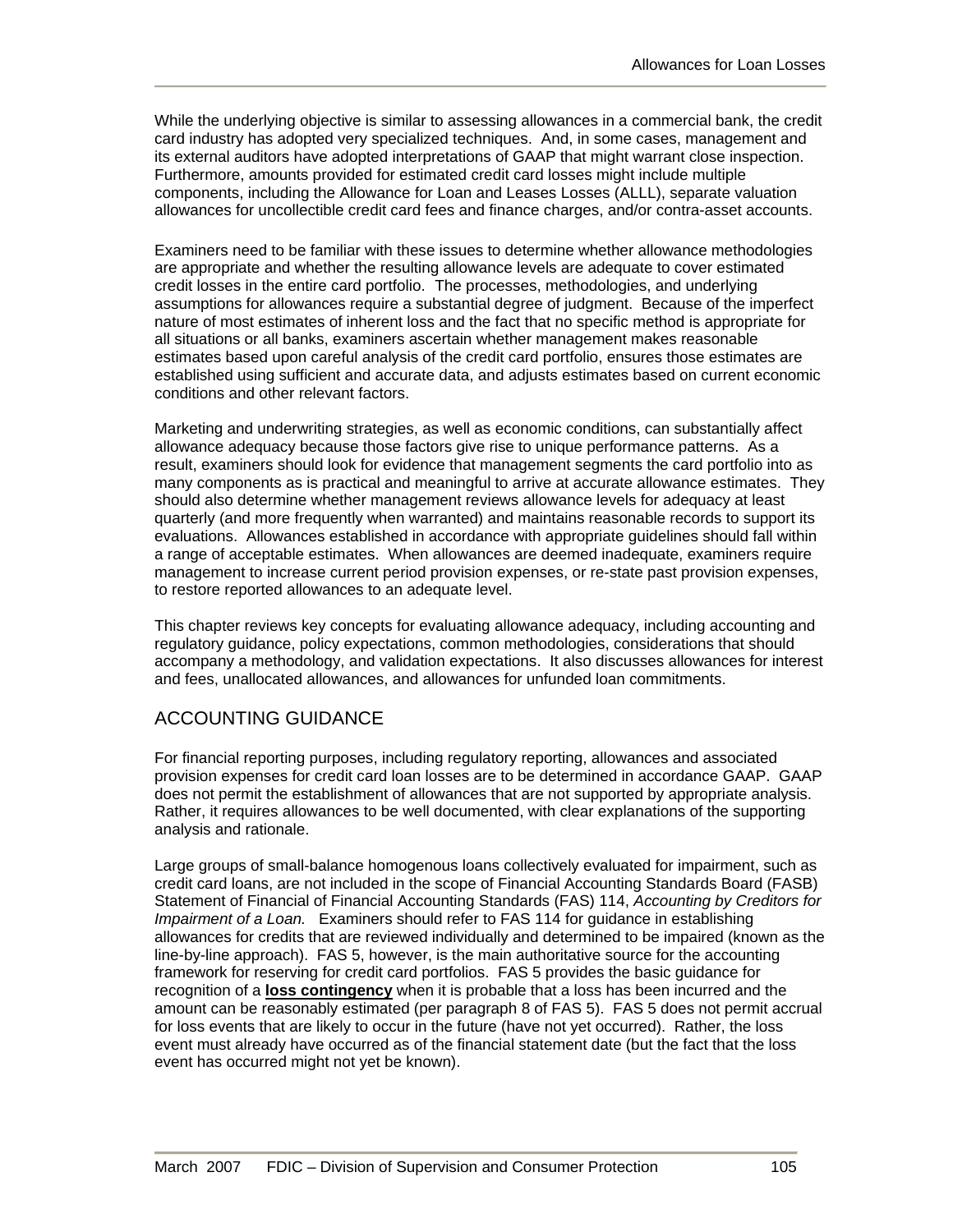While the underlying objective is similar to assessing allowances in a commercial bank, the credit card industry has adopted very specialized techniques. And, in some cases, management and its external auditors have adopted interpretations of GAAP that might warrant close inspection. Furthermore, amounts provided for estimated credit card losses might include multiple components, including the Allowance for Loan and Leases Losses (ALLL), separate valuation allowances for uncollectible credit card fees and finance charges, and/or contra-asset accounts.

Examiners need to be familiar with these issues to determine whether allowance methodologies are appropriate and whether the resulting allowance levels are adequate to cover estimated credit losses in the entire card portfolio. The processes, methodologies, and underlying assumptions for allowances require a substantial degree of judgment. Because of the imperfect nature of most estimates of inherent loss and the fact that no specific method is appropriate for all situations or all banks, examiners ascertain whether management makes reasonable estimates based upon careful analysis of the credit card portfolio, ensures those estimates are established using sufficient and accurate data, and adjusts estimates based on current economic conditions and other relevant factors.

Marketing and underwriting strategies, as well as economic conditions, can substantially affect allowance adequacy because those factors give rise to unique performance patterns. As a result, examiners should look for evidence that management segments the card portfolio into as many components as is practical and meaningful to arrive at accurate allowance estimates. They should also determine whether management reviews allowance levels for adequacy at least quarterly (and more frequently when warranted) and maintains reasonable records to support its evaluations. Allowances established in accordance with appropriate guidelines should fall within a range of acceptable estimates. When allowances are deemed inadequate, examiners require management to increase current period provision expenses, or re-state past provision expenses, to restore reported allowances to an adequate level.

This chapter reviews key concepts for evaluating allowance adequacy, including accounting and regulatory guidance, policy expectations, common methodologies, considerations that should accompany a methodology, and validation expectations. It also discusses allowances for interest and fees, unallocated allowances, and allowances for unfunded loan commitments.

## ACCOUNTING GUIDANCE

For financial reporting purposes, including regulatory reporting, allowances and associated provision expenses for credit card loan losses are to be determined in accordance GAAP. GAAP does not permit the establishment of allowances that are not supported by appropriate analysis. Rather, it requires allowances to be well documented, with clear explanations of the supporting analysis and rationale.

Large groups of small-balance homogenous loans collectively evaluated for impairment, such as credit card loans, are not included in the scope of Financial Accounting Standards Board (FASB) Statement of Financial of Financial Accounting Standards (FAS) 114, *Accounting by Creditors for Impairment of a Loan.* Examiners should refer to FAS 114 for guidance in establishing allowances for credits that are reviewed individually and determined to be impaired (known as the line-by-line approach). FAS 5, however, is the main authoritative source for the accounting framework for reserving for credit card portfolios. FAS 5 provides the basic guidance for recognition of a **loss contingency** when it is probable that a loss has been incurred and the amount can be reasonably estimated (per paragraph 8 of FAS 5). FAS 5 does not permit accrual for loss events that are likely to occur in the future (have not yet occurred). Rather, the loss event must already have occurred as of the financial statement date (but the fact that the loss event has occurred might not yet be known).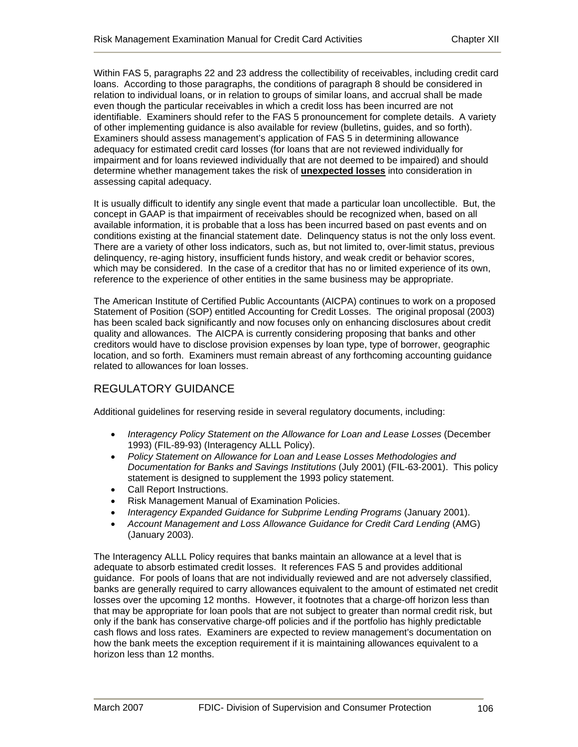Within FAS 5, paragraphs 22 and 23 address the collectibility of receivables, including credit card loans. According to those paragraphs, the conditions of paragraph 8 should be considered in relation to individual loans, or in relation to groups of similar loans, and accrual shall be made even though the particular receivables in which a credit loss has been incurred are not identifiable. Examiners should refer to the FAS 5 pronouncement for complete details. A variety of other implementing guidance is also available for review (bulletins, guides, and so forth). Examiners should assess management's application of FAS 5 in determining allowance adequacy for estimated credit card losses (for loans that are not reviewed individually for impairment and for loans reviewed individually that are not deemed to be impaired) and should determine whether management takes the risk of **unexpected losses** into consideration in assessing capital adequacy.

It is usually difficult to identify any single event that made a particular loan uncollectible. But, the concept in GAAP is that impairment of receivables should be recognized when, based on all available information, it is probable that a loss has been incurred based on past events and on conditions existing at the financial statement date. Delinquency status is not the only loss event. There are a variety of other loss indicators, such as, but not limited to, over-limit status, previous delinquency, re-aging history, insufficient funds history, and weak credit or behavior scores, which may be considered. In the case of a creditor that has no or limited experience of its own, reference to the experience of other entities in the same business may be appropriate.

The American Institute of Certified Public Accountants (AICPA) continues to work on a proposed Statement of Position (SOP) entitled Accounting for Credit Losses. The original proposal (2003) has been scaled back significantly and now focuses only on enhancing disclosures about credit quality and allowances. The AICPA is currently considering proposing that banks and other creditors would have to disclose provision expenses by loan type, type of borrower, geographic location, and so forth. Examiners must remain abreast of any forthcoming accounting guidance related to allowances for loan losses.

## REGULATORY GUIDANCE

Additional guidelines for reserving reside in several regulatory documents, including:

- *Interagency Policy Statement on the Allowance for Loan and Lease Losses* (December 1993) (FIL-89-93) (Interagency ALLL Policy).
- *Policy Statement on Allowance for Loan and Lease Losses Methodologies and Documentation for Banks and Savings Institutions* (July 2001) (FIL-63-2001). This policy statement is designed to supplement the 1993 policy statement.
- Call Report Instructions.
- Risk Management Manual of Examination Policies.
- *Interagency Expanded Guidance for Subprime Lending Programs* (January 2001).
- *Account Management and Loss Allowance Guidance for Credit Card Lending* (AMG) (January 2003).

The Interagency ALLL Policy requires that banks maintain an allowance at a level that is adequate to absorb estimated credit losses. It references FAS 5 and provides additional guidance. For pools of loans that are not individually reviewed and are not adversely classified, banks are generally required to carry allowances equivalent to the amount of estimated net credit losses over the upcoming 12 months. However, it footnotes that a charge-off horizon less than that may be appropriate for loan pools that are not subject to greater than normal credit risk, but only if the bank has conservative charge-off policies and if the portfolio has highly predictable cash flows and loss rates. Examiners are expected to review management's documentation on how the bank meets the exception requirement if it is maintaining allowances equivalent to a horizon less than 12 months.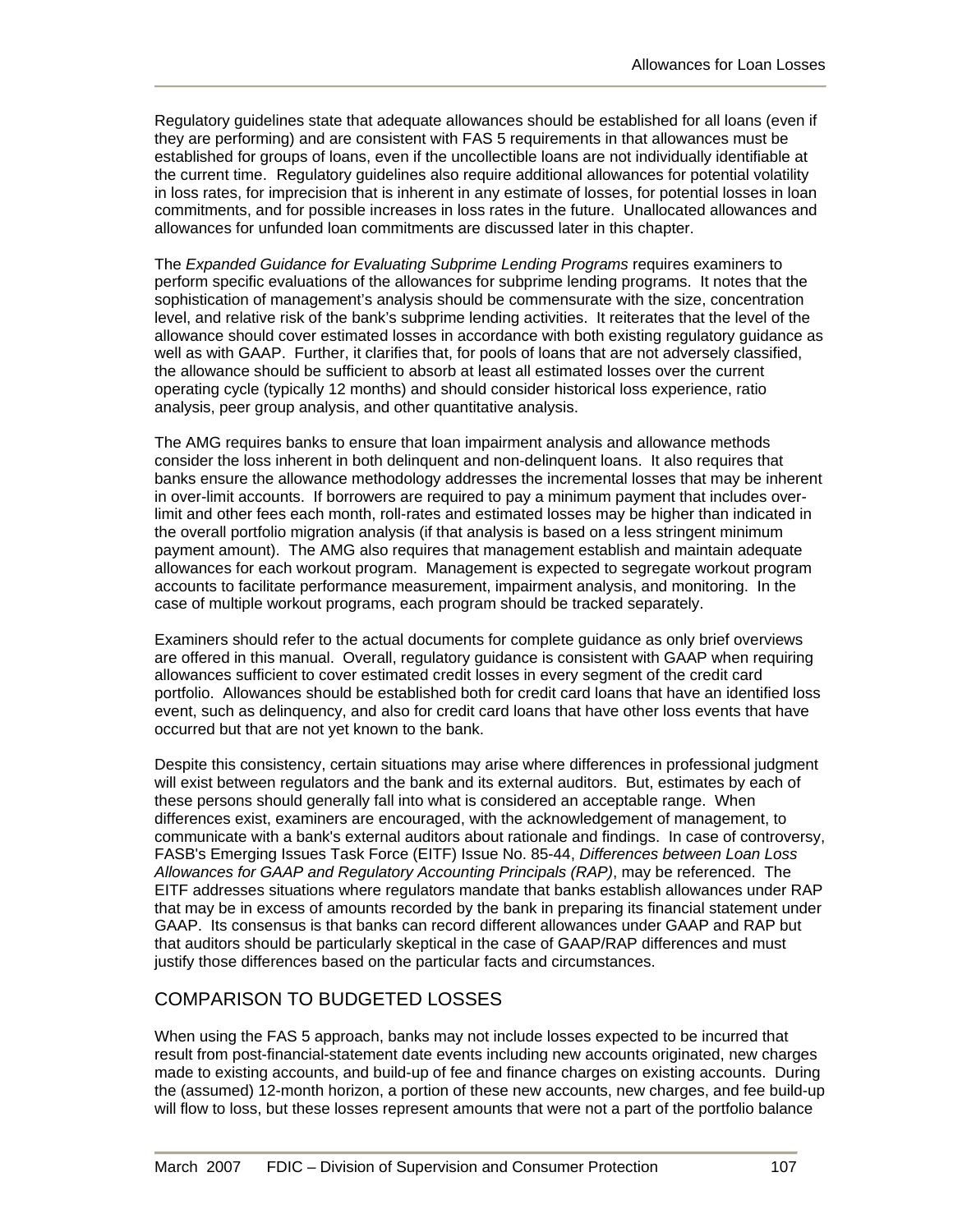Regulatory guidelines state that adequate allowances should be established for all loans (even if they are performing) and are consistent with FAS 5 requirements in that allowances must be established for groups of loans, even if the uncollectible loans are not individually identifiable at the current time. Regulatory guidelines also require additional allowances for potential volatility in loss rates, for imprecision that is inherent in any estimate of losses, for potential losses in loan commitments, and for possible increases in loss rates in the future. Unallocated allowances and allowances for unfunded loan commitments are discussed later in this chapter.

The *Expanded Guidance for Evaluating Subprime Lending Programs* requires examiners to perform specific evaluations of the allowances for subprime lending programs. It notes that the sophistication of management's analysis should be commensurate with the size, concentration level, and relative risk of the bank's subprime lending activities. It reiterates that the level of the allowance should cover estimated losses in accordance with both existing regulatory guidance as well as with GAAP. Further, it clarifies that, for pools of loans that are not adversely classified, the allowance should be sufficient to absorb at least all estimated losses over the current operating cycle (typically 12 months) and should consider historical loss experience, ratio analysis, peer group analysis, and other quantitative analysis.

The AMG requires banks to ensure that loan impairment analysis and allowance methods consider the loss inherent in both delinquent and non-delinquent loans. It also requires that banks ensure the allowance methodology addresses the incremental losses that may be inherent in over-limit accounts. If borrowers are required to pay a minimum payment that includes over-limit and other fees each month, roll-rates and estimated losses may be higher than indicated in the overall portfolio migration analysis (if that analysis is based on a less stringent minimum payment amount). The AMG also requires that management establish and maintain adequate allowances for each workout program. Management is expected to segregate workout program accounts to facilitate performance measurement, impairment analysis, and monitoring. In the case of multiple workout programs, each program should be tracked separately.

Examiners should refer to the actual documents for complete guidance as only brief overviews are offered in this manual. Overall, regulatory guidance is consistent with GAAP when requiring allowances sufficient to cover estimated credit losses in every segment of the credit card portfolio. Allowances should be established both for credit card loans that have an identified loss event, such as delinquency, and also for credit card loans that have other loss events that have occurred but that are not yet known to the bank.

Despite this consistency, certain situations may arise where differences in professional judgment will exist between regulators and the bank and its external auditors. But, estimates by each of these persons should generally fall into what is considered an acceptable range. When differences exist, examiners are encouraged, with the acknowledgement of management, to communicate with a bank's external auditors about rationale and findings. In case of controversy, FASB's Emerging Issues Task Force (EITF) Issue No. 85-44, *Differences between Loan Loss Allowances for GAAP and Regulatory Accounting Principals (RAP)*, may be referenced. The EITF addresses situations where regulators mandate that banks establish allowances under RAP that may be in excess of amounts recorded by the bank in preparing its financial statement under GAAP. Its consensus is that banks can record different allowances under GAAP and RAP but that auditors should be particularly skeptical in the case of GAAP/RAP differences and must justify those differences based on the particular facts and circumstances.

## COMPARISON TO BUDGETED LOSSES

When using the FAS 5 approach, banks may not include losses expected to be incurred that result from post-financial-statement date events including new accounts originated, new charges made to existing accounts, and build-up of fee and finance charges on existing accounts. During the (assumed) 12-month horizon, a portion of these new accounts, new charges, and fee build-up will flow to loss, but these losses represent amounts that were not a part of the portfolio balance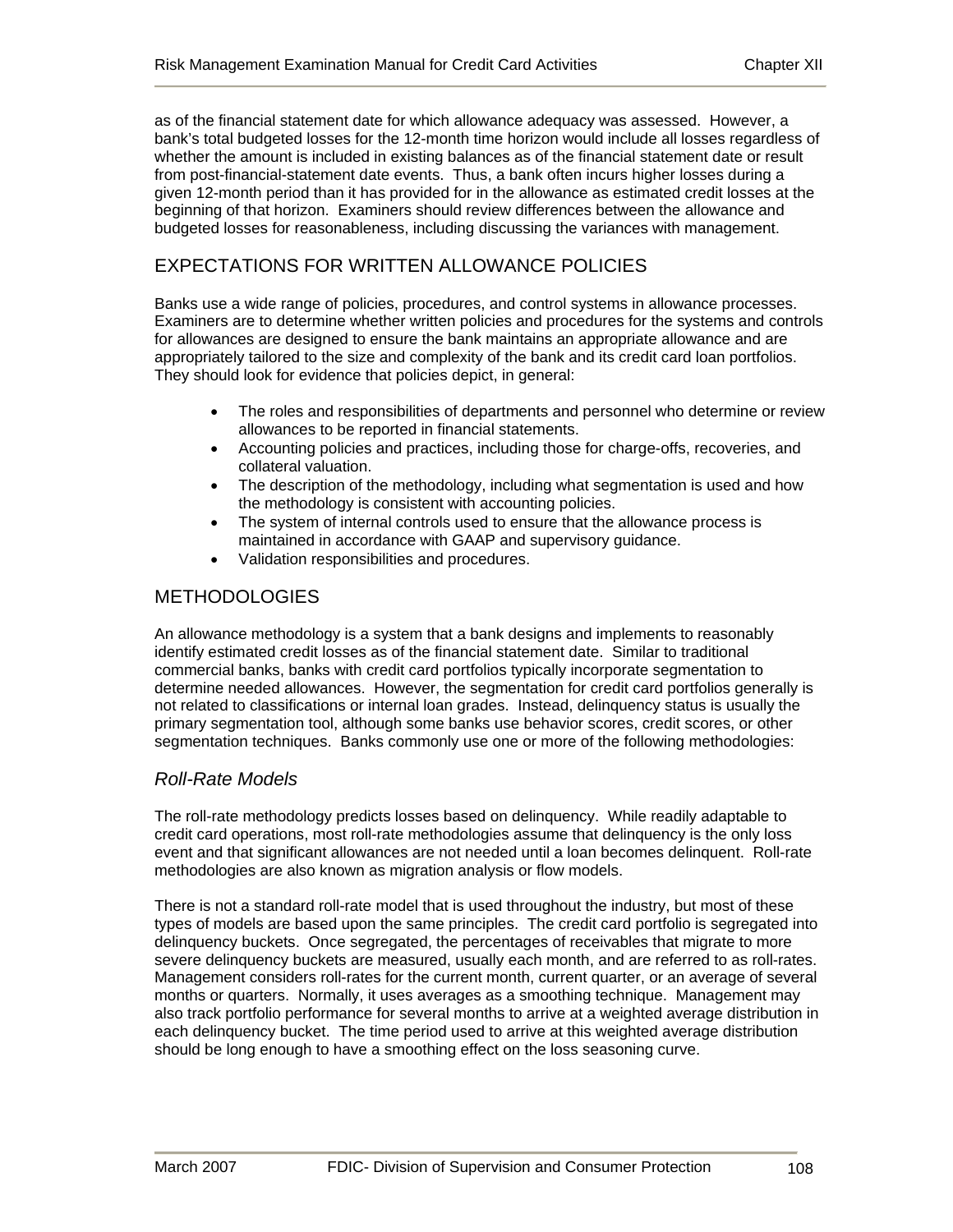as of the financial statement date for which allowance adequacy was assessed. However, a bank's total budgeted losses for the 12-month time horizon would include all losses regardless of whether the amount is included in existing balances as of the financial statement date or result from post-financial-statement date events. Thus, a bank often incurs higher losses during a given 12-month period than it has provided for in the allowance as estimated credit losses at the beginning of that horizon. Examiners should review differences between the allowance and budgeted losses for reasonableness, including discussing the variances with management.

## EXPECTATIONS FOR WRITTEN ALLOWANCE POLICIES

Banks use a wide range of policies, procedures, and control systems in allowance processes. Examiners are to determine whether written policies and procedures for the systems and controls for allowances are designed to ensure the bank maintains an appropriate allowance and are appropriately tailored to the size and complexity of the bank and its credit card loan portfolios. They should look for evidence that policies depict, in general:

- The roles and responsibilities of departments and personnel who determine or review allowances to be reported in financial statements.
- Accounting policies and practices, including those for charge-offs, recoveries, and collateral valuation.
- The description of the methodology, including what segmentation is used and how the methodology is consistent with accounting policies.
- The system of internal controls used to ensure that the allowance process is maintained in accordance with GAAP and supervisory guidance.
- Validation responsibilities and procedures.

## METHODOLOGIES

An allowance methodology is a system that a bank designs and implements to reasonably identify estimated credit losses as of the financial statement date. Similar to traditional commercial banks, banks with credit card portfolios typically incorporate segmentation to determine needed allowances. However, the segmentation for credit card portfolios generally is not related to classifications or internal loan grades. Instead, delinquency status is usually the primary segmentation tool, although some banks use behavior scores, credit scores, or other segmentation techniques. Banks commonly use one or more of the following methodologies:

### *Roll-Rate Models*

The roll-rate methodology predicts losses based on delinquency. While readily adaptable to credit card operations, most roll-rate methodologies assume that delinquency is the only loss event and that significant allowances are not needed until a loan becomes delinquent. Roll-rate methodologies are also known as migration analysis or flow models.

There is not a standard roll-rate model that is used throughout the industry, but most of these types of models are based upon the same principles. The credit card portfolio is segregated into delinquency buckets. Once segregated, the percentages of receivables that migrate to more severe delinquency buckets are measured, usually each month, and are referred to as roll-rates. Management considers roll-rates for the current month, current quarter, or an average of several months or quarters. Normally, it uses averages as a smoothing technique. Management may also track portfolio performance for several months to arrive at a weighted average distribution in each delinquency bucket. The time period used to arrive at this weighted average distribution should be long enough to have a smoothing effect on the loss seasoning curve.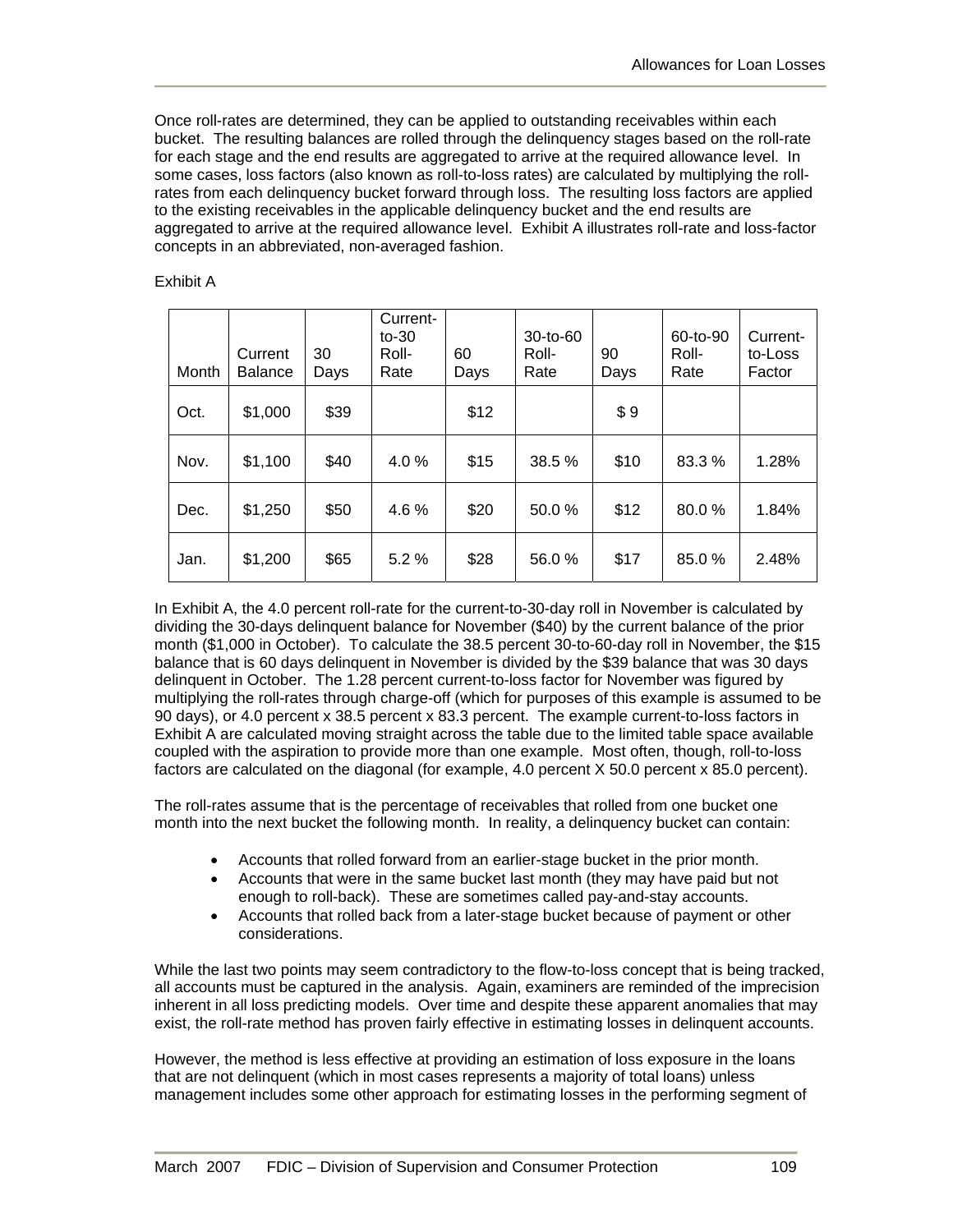Once roll-rates are determined, they can be applied to outstanding receivables within each bucket. The resulting balances are rolled through the delinquency stages based on the roll-rate for each stage and the end results are aggregated to arrive at the required allowance level. In some cases, loss factors (also known as roll-to-loss rates) are calculated by multiplying the roll-rates from each delinquency bucket forward through loss. The resulting loss factors are applied to the existing receivables in the applicable delinquency bucket and the end results are aggregated to arrive at the required allowance level. Exhibit A illustrates roll-rate and loss-factor concepts in an abbreviated, non-averaged fashion.

Exhibit A

| Month | Current Balance | 30 Days | Current-to-30 Roll-Rate | 60 Days | 30-to-60 Roll-Rate | 90 Days | 60-to-90 Roll-Rate | Current-to-Loss Factor |
|---|---|---|---|---|---|---|---|---|
| Oct. | $1,000 | $39 | | $12 | | $ 9 | | |
| Nov. | $1,100 | $40 | 4.0 % | $15 | 38.5 % | $10 | 83.3 % | 1.28% |
| Dec. | $1,250 | $50 | 4.6 % | $20 | 50.0 % | $12 | 80.0 % | 1.84% |
| Jan. | $1,200 | $65 | 5.2 % | $28 | 56.0 % | $17 | 85.0 % | 2.48% |

In Exhibit A, the 4.0 percent roll-rate for the current-to-30-day roll in November is calculated by dividing the 30-days delinquent balance for November ($40) by the current balance of the prior month ($1,000 in October). To calculate the 38.5 percent 30-to-60-day roll in November, the $15 balance that is 60 days delinquent in November is divided by the $39 balance that was 30 days delinquent in October. The 1.28 percent current-to-loss factor for November was figured by multiplying the roll-rates through charge-off (which for purposes of this example is assumed to be 90 days), or 4.0 percent x 38.5 percent x 83.3 percent. The example current-to-loss factors in Exhibit A are calculated moving straight across the table due to the limited table space available coupled with the aspiration to provide more than one example. Most often, though, roll-to-loss factors are calculated on the diagonal (for example, 4.0 percent X 50.0 percent x 85.0 percent).

The roll-rates assume that is the percentage of receivables that rolled from one bucket one month into the next bucket the following month. In reality, a delinquency bucket can contain:

- Accounts that rolled forward from an earlier-stage bucket in the prior month.
- Accounts that were in the same bucket last month (they may have paid but not enough to roll-back). These are sometimes called pay-and-stay accounts.
- Accounts that rolled back from a later-stage bucket because of payment or other considerations.

While the last two points may seem contradictory to the flow-to-loss concept that is being tracked, all accounts must be captured in the analysis. Again, examiners are reminded of the imprecision inherent in all loss predicting models. Over time and despite these apparent anomalies that may exist, the roll-rate method has proven fairly effective in estimating losses in delinquent accounts.

However, the method is less effective at providing an estimation of loss exposure in the loans that are not delinquent (which in most cases represents a majority of total loans) unless management includes some other approach for estimating losses in the performing segment of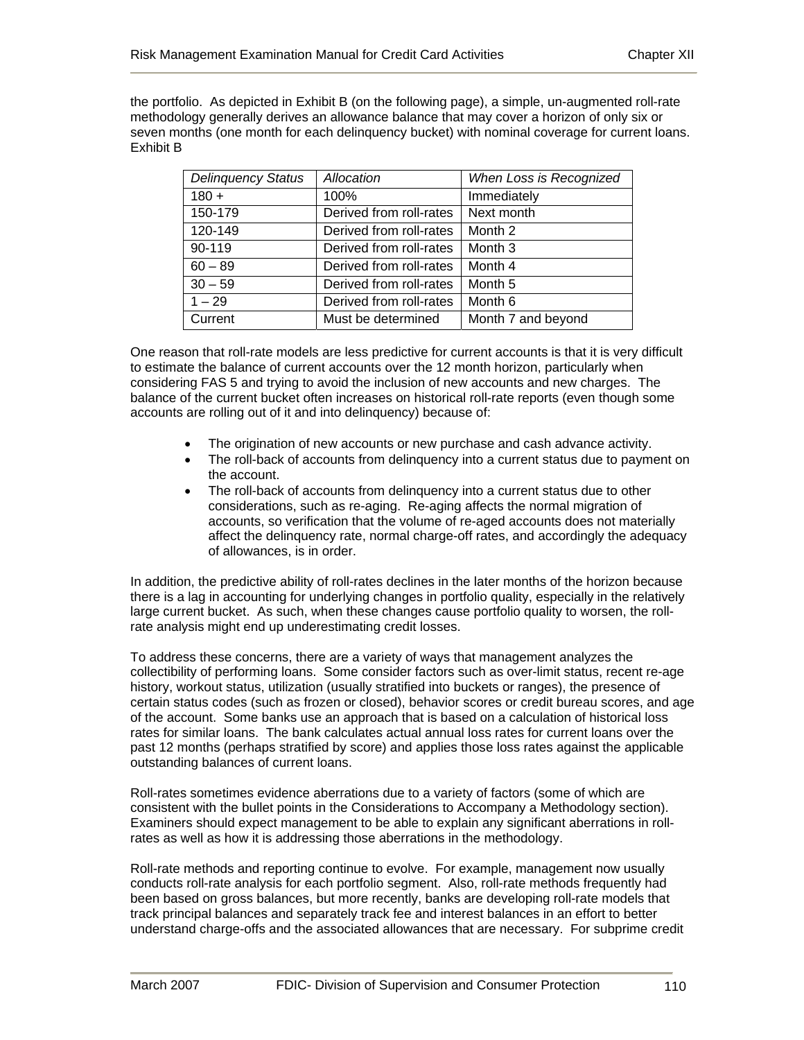the portfolio. As depicted in Exhibit B (on the following page), a simple, un-augmented roll-rate methodology generally derives an allowance balance that may cover a horizon of only six or seven months (one month for each delinquency bucket) with nominal coverage for current loans. Exhibit B

| *Delinquency Status* | *Allocation* | *When Loss is Recognized* |
|---|---|---|
| 180 + | 100% | Immediately |
| 150-179 | Derived from roll-rates | Next month |
| 120-149 | Derived from roll-rates | Month 2 |
| 90-119 | Derived from roll-rates | Month 3 |
| 60 – 89 | Derived from roll-rates | Month 4 |
| 30 – 59 | Derived from roll-rates | Month 5 |
| 1 – 29 | Derived from roll-rates | Month 6 |
| Current | Must be determined | Month 7 and beyond |

One reason that roll-rate models are less predictive for current accounts is that it is very difficult to estimate the balance of current accounts over the 12 month horizon, particularly when considering FAS 5 and trying to avoid the inclusion of new accounts and new charges. The balance of the current bucket often increases on historical roll-rate reports (even though some accounts are rolling out of it and into delinquency) because of:

- The origination of new accounts or new purchase and cash advance activity.
- The roll-back of accounts from delinquency into a current status due to payment on the account.
- The roll-back of accounts from delinquency into a current status due to other considerations, such as re-aging. Re-aging affects the normal migration of accounts, so verification that the volume of re-aged accounts does not materially affect the delinquency rate, normal charge-off rates, and accordingly the adequacy of allowances, is in order.

In addition, the predictive ability of roll-rates declines in the later months of the horizon because there is a lag in accounting for underlying changes in portfolio quality, especially in the relatively large current bucket. As such, when these changes cause portfolio quality to worsen, the roll-rate analysis might end up underestimating credit losses.

To address these concerns, there are a variety of ways that management analyzes the collectibility of performing loans. Some consider factors such as over-limit status, recent re-age history, workout status, utilization (usually stratified into buckets or ranges), the presence of certain status codes (such as frozen or closed), behavior scores or credit bureau scores, and age of the account. Some banks use an approach that is based on a calculation of historical loss rates for similar loans. The bank calculates actual annual loss rates for current loans over the past 12 months (perhaps stratified by score) and applies those loss rates against the applicable outstanding balances of current loans.

Roll-rates sometimes evidence aberrations due to a variety of factors (some of which are consistent with the bullet points in the Considerations to Accompany a Methodology section). Examiners should expect management to be able to explain any significant aberrations in roll-rates as well as how it is addressing those aberrations in the methodology.

Roll-rate methods and reporting continue to evolve. For example, management now usually conducts roll-rate analysis for each portfolio segment. Also, roll-rate methods frequently had been based on gross balances, but more recently, banks are developing roll-rate models that track principal balances and separately track fee and interest balances in an effort to better understand charge-offs and the associated allowances that are necessary. For subprime credit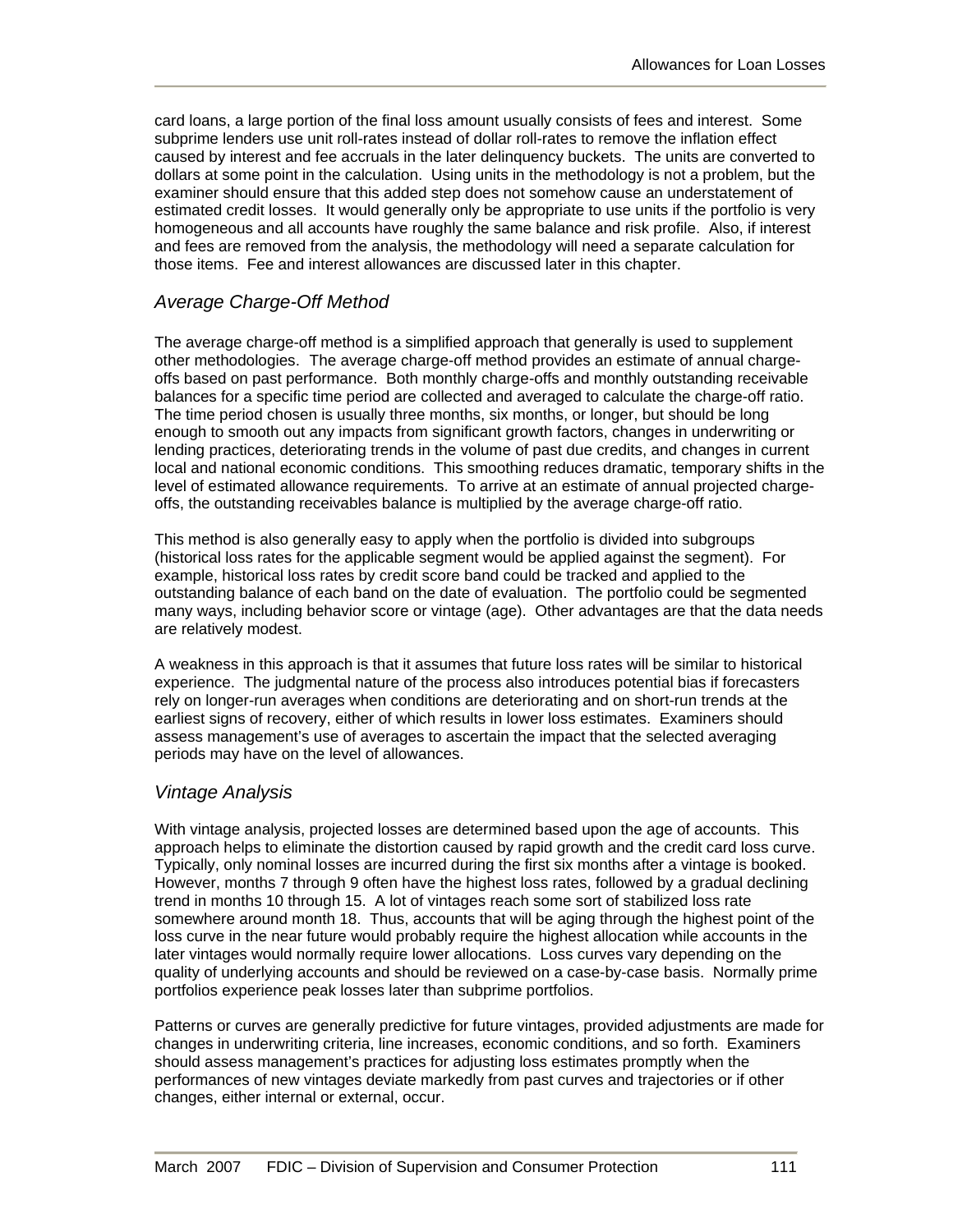card loans, a large portion of the final loss amount usually consists of fees and interest. Some subprime lenders use unit roll-rates instead of dollar roll-rates to remove the inflation effect caused by interest and fee accruals in the later delinquency buckets. The units are converted to dollars at some point in the calculation. Using units in the methodology is not a problem, but the examiner should ensure that this added step does not somehow cause an understatement of estimated credit losses. It would generally only be appropriate to use units if the portfolio is very homogeneous and all accounts have roughly the same balance and risk profile. Also, if interest and fees are removed from the analysis, the methodology will need a separate calculation for those items. Fee and interest allowances are discussed later in this chapter.

### *Average Charge-Off Method*

The average charge-off method is a simplified approach that generally is used to supplement other methodologies. The average charge-off method provides an estimate of annual charge-offs based on past performance. Both monthly charge-offs and monthly outstanding receivable balances for a specific time period are collected and averaged to calculate the charge-off ratio. The time period chosen is usually three months, six months, or longer, but should be long enough to smooth out any impacts from significant growth factors, changes in underwriting or lending practices, deteriorating trends in the volume of past due credits, and changes in current local and national economic conditions. This smoothing reduces dramatic, temporary shifts in the level of estimated allowance requirements. To arrive at an estimate of annual projected charge-offs, the outstanding receivables balance is multiplied by the average charge-off ratio.

This method is also generally easy to apply when the portfolio is divided into subgroups (historical loss rates for the applicable segment would be applied against the segment). For example, historical loss rates by credit score band could be tracked and applied to the outstanding balance of each band on the date of evaluation. The portfolio could be segmented many ways, including behavior score or vintage (age). Other advantages are that the data needs are relatively modest.

A weakness in this approach is that it assumes that future loss rates will be similar to historical experience. The judgmental nature of the process also introduces potential bias if forecasters rely on longer-run averages when conditions are deteriorating and on short-run trends at the earliest signs of recovery, either of which results in lower loss estimates. Examiners should assess management's use of averages to ascertain the impact that the selected averaging periods may have on the level of allowances.

### *Vintage Analysis*

With vintage analysis, projected losses are determined based upon the age of accounts. This approach helps to eliminate the distortion caused by rapid growth and the credit card loss curve. Typically, only nominal losses are incurred during the first six months after a vintage is booked. However, months 7 through 9 often have the highest loss rates, followed by a gradual declining trend in months 10 through 15. A lot of vintages reach some sort of stabilized loss rate somewhere around month 18. Thus, accounts that will be aging through the highest point of the loss curve in the near future would probably require the highest allocation while accounts in the later vintages would normally require lower allocations. Loss curves vary depending on the quality of underlying accounts and should be reviewed on a case-by-case basis. Normally prime portfolios experience peak losses later than subprime portfolios.

Patterns or curves are generally predictive for future vintages, provided adjustments are made for changes in underwriting criteria, line increases, economic conditions, and so forth. Examiners should assess management's practices for adjusting loss estimates promptly when the performances of new vintages deviate markedly from past curves and trajectories or if other changes, either internal or external, occur.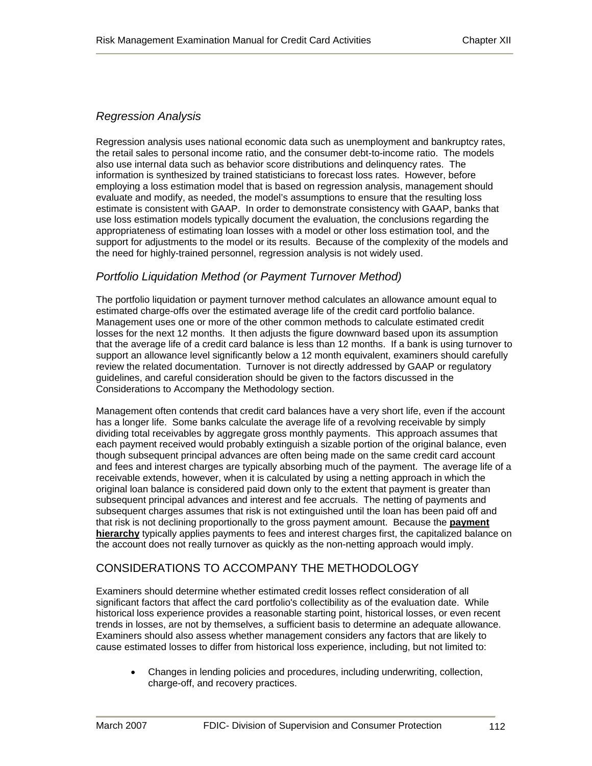### *Regression Analysis*

Regression analysis uses national economic data such as unemployment and bankruptcy rates, the retail sales to personal income ratio, and the consumer debt-to-income ratio. The models also use internal data such as behavior score distributions and delinquency rates. The information is synthesized by trained statisticians to forecast loss rates. However, before employing a loss estimation model that is based on regression analysis, management should evaluate and modify, as needed, the model's assumptions to ensure that the resulting loss estimate is consistent with GAAP. In order to demonstrate consistency with GAAP, banks that use loss estimation models typically document the evaluation, the conclusions regarding the appropriateness of estimating loan losses with a model or other loss estimation tool, and the support for adjustments to the model or its results. Because of the complexity of the models and the need for highly-trained personnel, regression analysis is not widely used.

### *Portfolio Liquidation Method (or Payment Turnover Method)*

The portfolio liquidation or payment turnover method calculates an allowance amount equal to estimated charge-offs over the estimated average life of the credit card portfolio balance. Management uses one or more of the other common methods to calculate estimated credit losses for the next 12 months. It then adjusts the figure downward based upon its assumption that the average life of a credit card balance is less than 12 months. If a bank is using turnover to support an allowance level significantly below a 12 month equivalent, examiners should carefully review the related documentation. Turnover is not directly addressed by GAAP or regulatory guidelines, and careful consideration should be given to the factors discussed in the Considerations to Accompany the Methodology section.

Management often contends that credit card balances have a very short life, even if the account has a longer life. Some banks calculate the average life of a revolving receivable by simply dividing total receivables by aggregate gross monthly payments. This approach assumes that each payment received would probably extinguish a sizable portion of the original balance, even though subsequent principal advances are often being made on the same credit card account and fees and interest charges are typically absorbing much of the payment. The average life of a receivable extends, however, when it is calculated by using a netting approach in which the original loan balance is considered paid down only to the extent that payment is greater than subsequent principal advances and interest and fee accruals. The netting of payments and subsequent charges assumes that risk is not extinguished until the loan has been paid off and that risk is not declining proportionally to the gross payment amount. Because the **payment hierarchy** typically applies payments to fees and interest charges first, the capitalized balance on the account does not really turnover as quickly as the non-netting approach would imply.

## CONSIDERATIONS TO ACCOMPANY THE METHODOLOGY

Examiners should determine whether estimated credit losses reflect consideration of all significant factors that affect the card portfolio's collectibility as of the evaluation date. While historical loss experience provides a reasonable starting point, historical losses, or even recent trends in losses, are not by themselves, a sufficient basis to determine an adequate allowance. Examiners should also assess whether management considers any factors that are likely to cause estimated losses to differ from historical loss experience, including, but not limited to:

- Changes in lending policies and procedures, including underwriting, collection, charge-off, and recovery practices.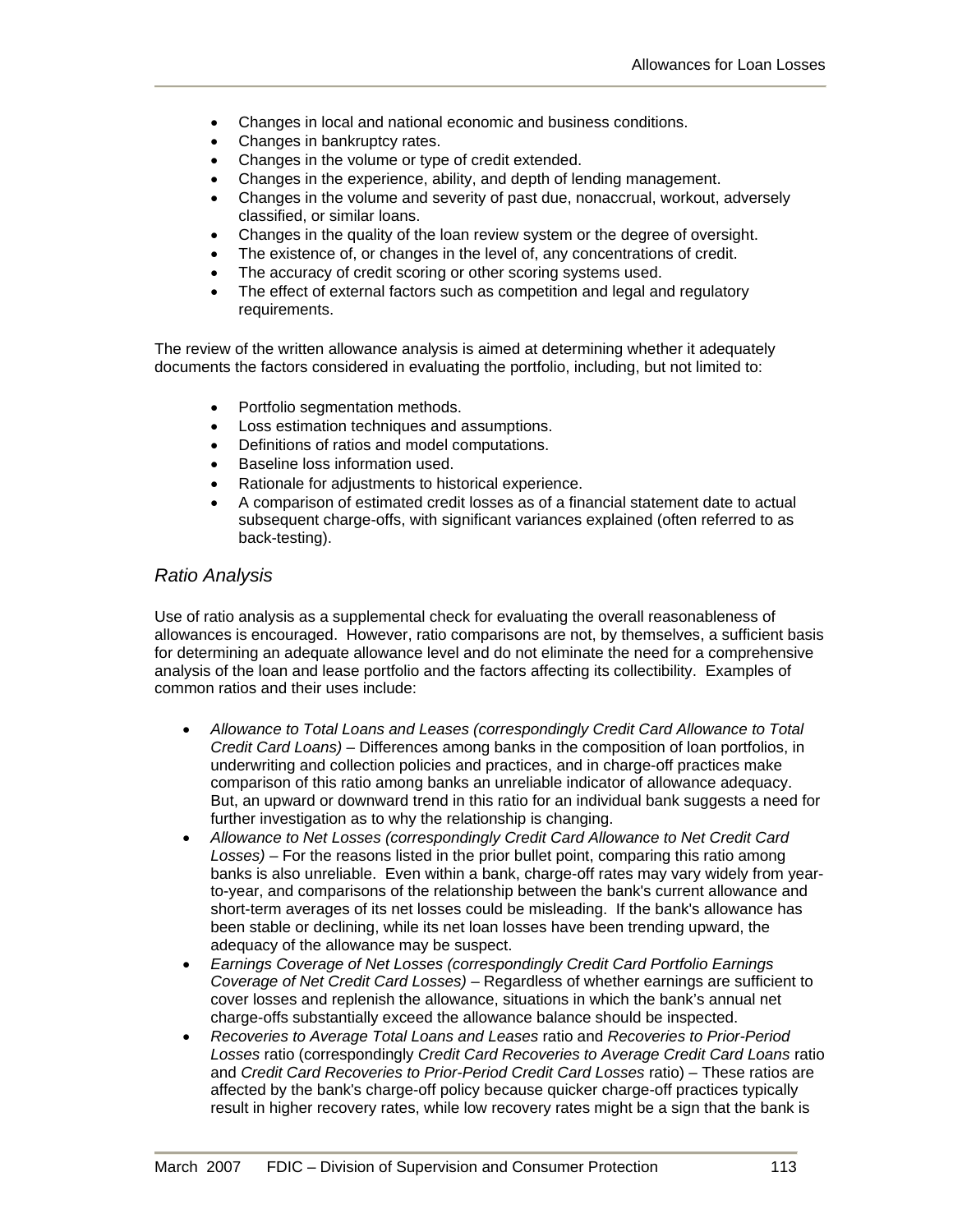- Changes in local and national economic and business conditions.
- Changes in bankruptcy rates.
- Changes in the volume or type of credit extended.
- Changes in the experience, ability, and depth of lending management.
- Changes in the volume and severity of past due, nonaccrual, workout, adversely classified, or similar loans.
- Changes in the quality of the loan review system or the degree of oversight.
- The existence of, or changes in the level of, any concentrations of credit.
- The accuracy of credit scoring or other scoring systems used.
- The effect of external factors such as competition and legal and regulatory requirements.

The review of the written allowance analysis is aimed at determining whether it adequately documents the factors considered in evaluating the portfolio, including, but not limited to:

- Portfolio segmentation methods.
- Loss estimation techniques and assumptions.
- Definitions of ratios and model computations.
- Baseline loss information used.
- Rationale for adjustments to historical experience.
- A comparison of estimated credit losses as of a financial statement date to actual subsequent charge-offs, with significant variances explained (often referred to as back-testing).

### *Ratio Analysis*

Use of ratio analysis as a supplemental check for evaluating the overall reasonableness of allowances is encouraged. However, ratio comparisons are not, by themselves, a sufficient basis for determining an adequate allowance level and do not eliminate the need for a comprehensive analysis of the loan and lease portfolio and the factors affecting its collectibility. Examples of common ratios and their uses include:

- *Allowance to Total Loans and Leases (correspondingly Credit Card Allowance to Total Credit Card Loans)* – Differences among banks in the composition of loan portfolios, in underwriting and collection policies and practices, and in charge-off practices make comparison of this ratio among banks an unreliable indicator of allowance adequacy. But, an upward or downward trend in this ratio for an individual bank suggests a need for further investigation as to why the relationship is changing.
- *Allowance to Net Losses (correspondingly Credit Card Allowance to Net Credit Card Losses)* – For the reasons listed in the prior bullet point, comparing this ratio among banks is also unreliable. Even within a bank, charge-off rates may vary widely from year-to-year, and comparisons of the relationship between the bank's current allowance and short-term averages of its net losses could be misleading. If the bank's allowance has been stable or declining, while its net loan losses have been trending upward, the adequacy of the allowance may be suspect.
- *Earnings Coverage of Net Losses (correspondingly Credit Card Portfolio Earnings Coverage of Net Credit Card Losses)* – Regardless of whether earnings are sufficient to cover losses and replenish the allowance, situations in which the bank's annual net charge-offs substantially exceed the allowance balance should be inspected.
- *Recoveries to Average Total Loans and Leases* ratio and *Recoveries to Prior-Period Losses* ratio (correspondingly *Credit Card Recoveries to Average Credit Card Loans* ratio and *Credit Card Recoveries to Prior-Period Credit Card Losses* ratio) – These ratios are affected by the bank's charge-off policy because quicker charge-off practices typically result in higher recovery rates, while low recovery rates might be a sign that the bank is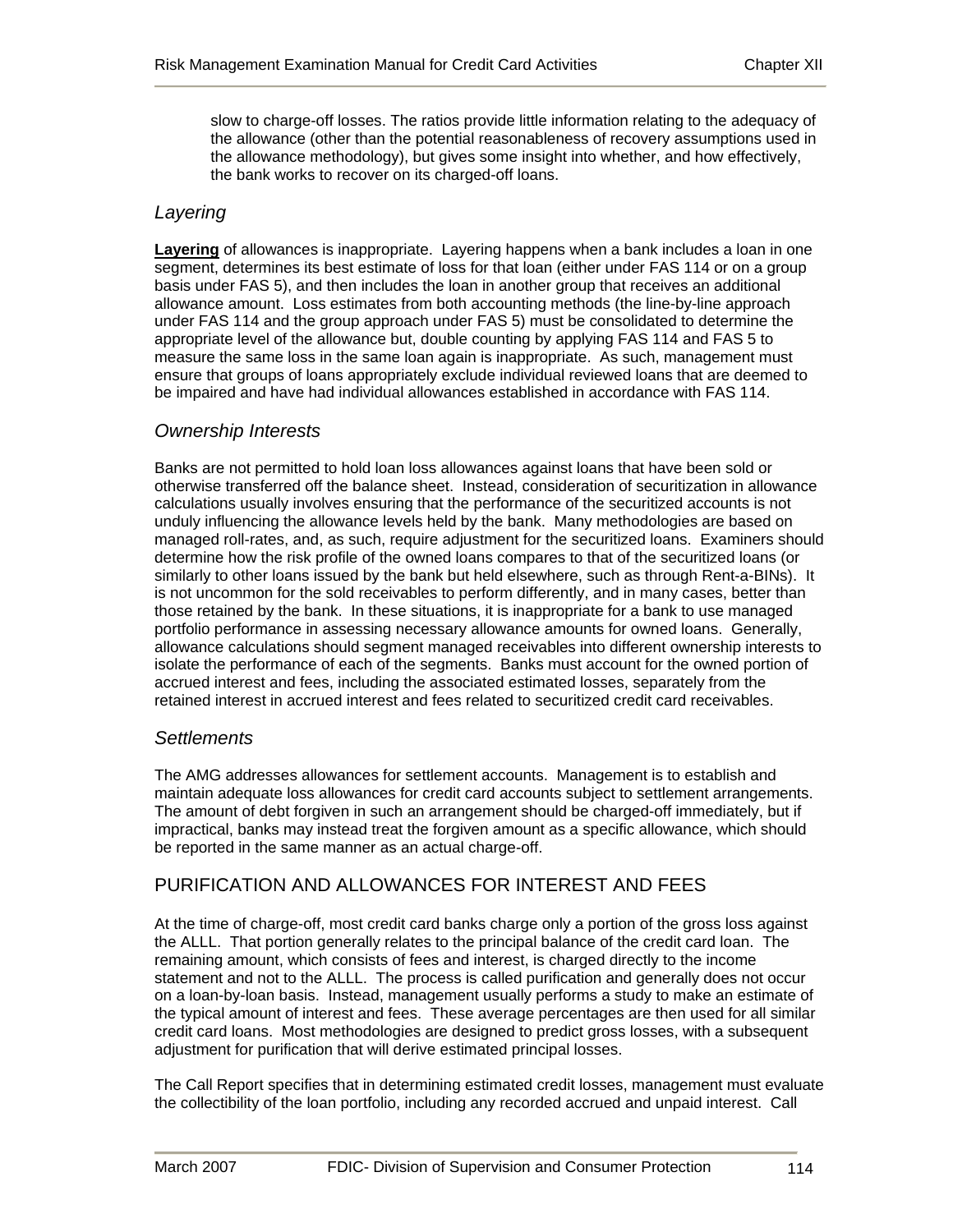slow to charge-off losses. The ratios provide little information relating to the adequacy of the allowance (other than the potential reasonableness of recovery assumptions used in the allowance methodology), but gives some insight into whether, and how effectively, the bank works to recover on its charged-off loans.

### *Layering*

**Layering** of allowances is inappropriate. Layering happens when a bank includes a loan in one segment, determines its best estimate of loss for that loan (either under FAS 114 or on a group basis under FAS 5), and then includes the loan in another group that receives an additional allowance amount. Loss estimates from both accounting methods (the line-by-line approach under FAS 114 and the group approach under FAS 5) must be consolidated to determine the appropriate level of the allowance but, double counting by applying FAS 114 and FAS 5 to measure the same loss in the same loan again is inappropriate. As such, management must ensure that groups of loans appropriately exclude individual reviewed loans that are deemed to be impaired and have had individual allowances established in accordance with FAS 114.

### *Ownership Interests*

Banks are not permitted to hold loan loss allowances against loans that have been sold or otherwise transferred off the balance sheet. Instead, consideration of securitization in allowance calculations usually involves ensuring that the performance of the securitized accounts is not unduly influencing the allowance levels held by the bank. Many methodologies are based on managed roll-rates, and, as such, require adjustment for the securitized loans. Examiners should determine how the risk profile of the owned loans compares to that of the securitized loans (or similarly to other loans issued by the bank but held elsewhere, such as through Rent-a-BINs). It is not uncommon for the sold receivables to perform differently, and in many cases, better than those retained by the bank. In these situations, it is inappropriate for a bank to use managed portfolio performance in assessing necessary allowance amounts for owned loans. Generally, allowance calculations should segment managed receivables into different ownership interests to isolate the performance of each of the segments. Banks must account for the owned portion of accrued interest and fees, including the associated estimated losses, separately from the retained interest in accrued interest and fees related to securitized credit card receivables.

### *Settlements*

The AMG addresses allowances for settlement accounts. Management is to establish and maintain adequate loss allowances for credit card accounts subject to settlement arrangements. The amount of debt forgiven in such an arrangement should be charged-off immediately, but if impractical, banks may instead treat the forgiven amount as a specific allowance, which should be reported in the same manner as an actual charge-off.

## PURIFICATION AND ALLOWANCES FOR INTEREST AND FEES

At the time of charge-off, most credit card banks charge only a portion of the gross loss against the ALLL. That portion generally relates to the principal balance of the credit card loan. The remaining amount, which consists of fees and interest, is charged directly to the income statement and not to the ALLL. The process is called purification and generally does not occur on a loan-by-loan basis. Instead, management usually performs a study to make an estimate of the typical amount of interest and fees. These average percentages are then used for all similar credit card loans. Most methodologies are designed to predict gross losses, with a subsequent adjustment for purification that will derive estimated principal losses.

The Call Report specifies that in determining estimated credit losses, management must evaluate the collectibility of the loan portfolio, including any recorded accrued and unpaid interest. Call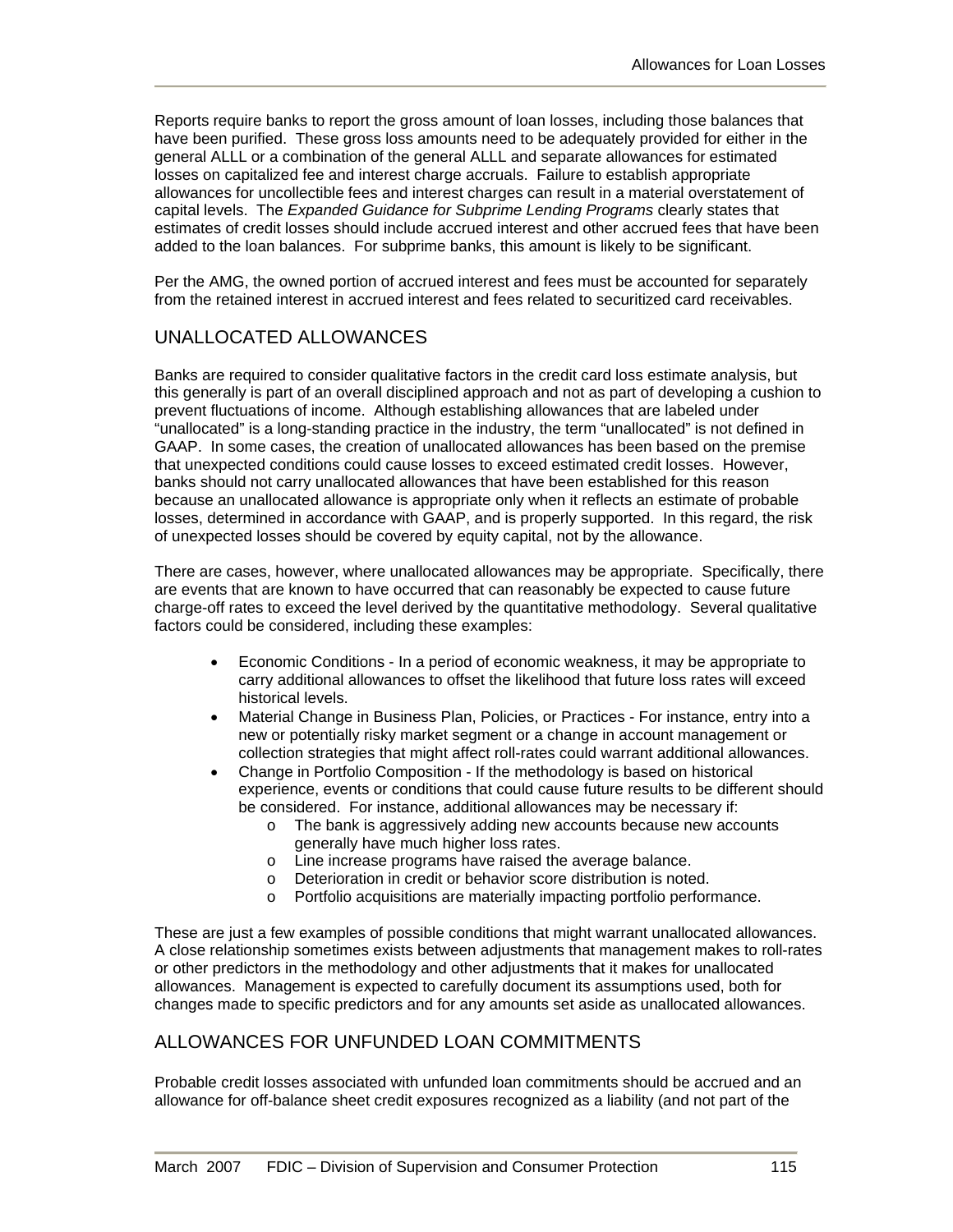Reports require banks to report the gross amount of loan losses, including those balances that have been purified. These gross loss amounts need to be adequately provided for either in the general ALLL or a combination of the general ALLL and separate allowances for estimated losses on capitalized fee and interest charge accruals. Failure to establish appropriate allowances for uncollectible fees and interest charges can result in a material overstatement of capital levels. The *Expanded Guidance for Subprime Lending Programs* clearly states that estimates of credit losses should include accrued interest and other accrued fees that have been added to the loan balances. For subprime banks, this amount is likely to be significant.

Per the AMG, the owned portion of accrued interest and fees must be accounted for separately from the retained interest in accrued interest and fees related to securitized card receivables.

## UNALLOCATED ALLOWANCES

Banks are required to consider qualitative factors in the credit card loss estimate analysis, but this generally is part of an overall disciplined approach and not as part of developing a cushion to prevent fluctuations of income. Although establishing allowances that are labeled under "unallocated" is a long-standing practice in the industry, the term "unallocated" is not defined in GAAP. In some cases, the creation of unallocated allowances has been based on the premise that unexpected conditions could cause losses to exceed estimated credit losses. However, banks should not carry unallocated allowances that have been established for this reason because an unallocated allowance is appropriate only when it reflects an estimate of probable losses, determined in accordance with GAAP, and is properly supported. In this regard, the risk of unexpected losses should be covered by equity capital, not by the allowance.

There are cases, however, where unallocated allowances may be appropriate. Specifically, there are events that are known to have occurred that can reasonably be expected to cause future charge-off rates to exceed the level derived by the quantitative methodology. Several qualitative factors could be considered, including these examples:

- Economic Conditions - In a period of economic weakness, it may be appropriate to carry additional allowances to offset the likelihood that future loss rates will exceed historical levels.
- Material Change in Business Plan, Policies, or Practices - For instance, entry into a new or potentially risky market segment or a change in account management or collection strategies that might affect roll-rates could warrant additional allowances.
- Change in Portfolio Composition - If the methodology is based on historical experience, events or conditions that could cause future results to be different should be considered. For instance, additional allowances may be necessary if:
  - The bank is aggressively adding new accounts because new accounts generally have much higher loss rates.
  - Line increase programs have raised the average balance.
  - Deterioration in credit or behavior score distribution is noted.
  - Portfolio acquisitions are materially impacting portfolio performance.

These are just a few examples of possible conditions that might warrant unallocated allowances. A close relationship sometimes exists between adjustments that management makes to roll-rates or other predictors in the methodology and other adjustments that it makes for unallocated allowances. Management is expected to carefully document its assumptions used, both for changes made to specific predictors and for any amounts set aside as unallocated allowances.

## ALLOWANCES FOR UNFUNDED LOAN COMMITMENTS

Probable credit losses associated with unfunded loan commitments should be accrued and an allowance for off-balance sheet credit exposures recognized as a liability (and not part of the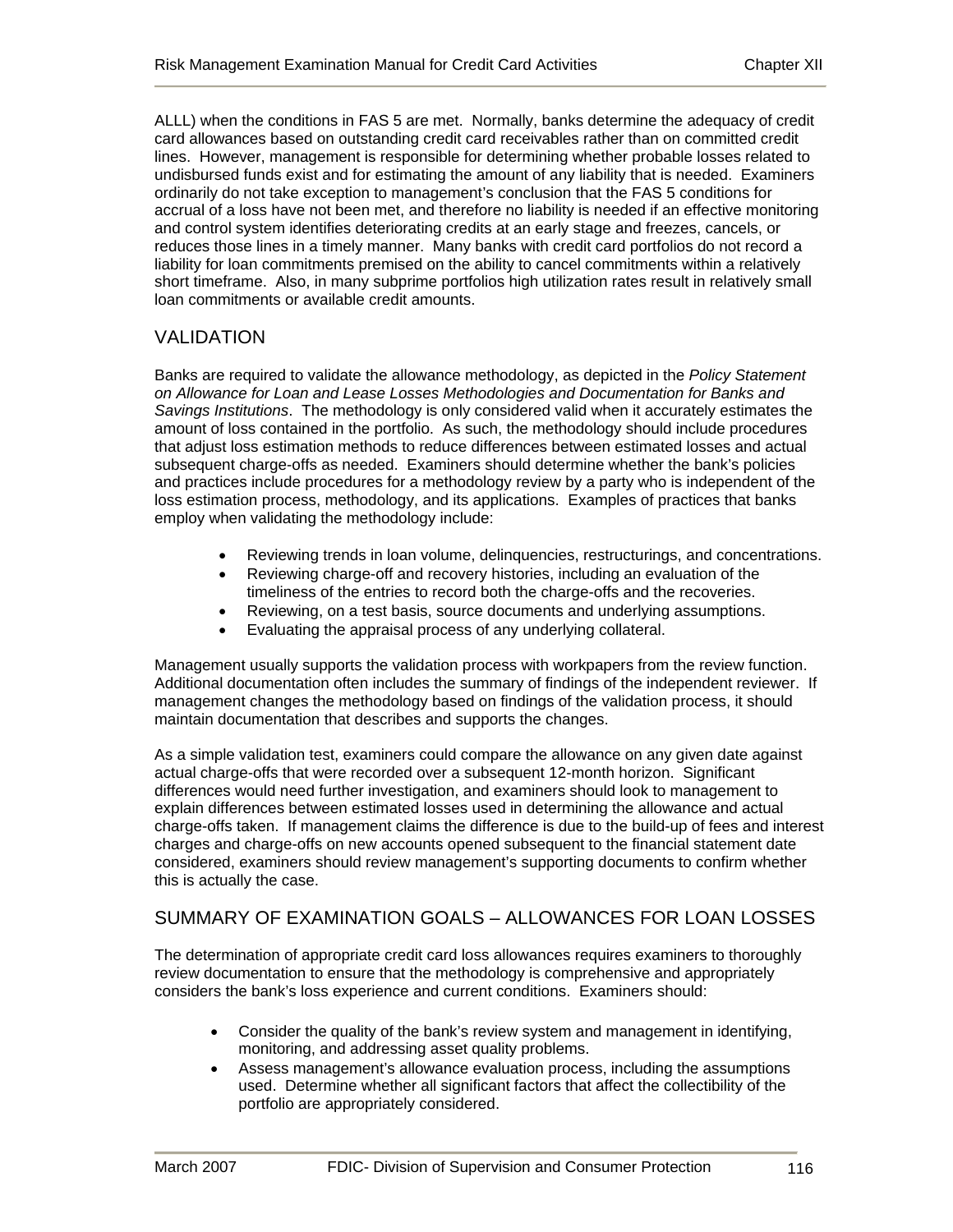ALLL) when the conditions in FAS 5 are met. Normally, banks determine the adequacy of credit card allowances based on outstanding credit card receivables rather than on committed credit lines. However, management is responsible for determining whether probable losses related to undisbursed funds exist and for estimating the amount of any liability that is needed. Examiners ordinarily do not take exception to management's conclusion that the FAS 5 conditions for accrual of a loss have not been met, and therefore no liability is needed if an effective monitoring and control system identifies deteriorating credits at an early stage and freezes, cancels, or reduces those lines in a timely manner. Many banks with credit card portfolios do not record a liability for loan commitments premised on the ability to cancel commitments within a relatively short timeframe. Also, in many subprime portfolios high utilization rates result in relatively small loan commitments or available credit amounts.

## VALIDATION

Banks are required to validate the allowance methodology, as depicted in the *Policy Statement on Allowance for Loan and Lease Losses Methodologies and Documentation for Banks and Savings Institutions*. The methodology is only considered valid when it accurately estimates the amount of loss contained in the portfolio. As such, the methodology should include procedures that adjust loss estimation methods to reduce differences between estimated losses and actual subsequent charge-offs as needed. Examiners should determine whether the bank's policies and practices include procedures for a methodology review by a party who is independent of the loss estimation process, methodology, and its applications. Examples of practices that banks employ when validating the methodology include:

- Reviewing trends in loan volume, delinquencies, restructurings, and concentrations.
- Reviewing charge-off and recovery histories, including an evaluation of the timeliness of the entries to record both the charge-offs and the recoveries.
- Reviewing, on a test basis, source documents and underlying assumptions.
- Evaluating the appraisal process of any underlying collateral.

Management usually supports the validation process with workpapers from the review function. Additional documentation often includes the summary of findings of the independent reviewer. If management changes the methodology based on findings of the validation process, it should maintain documentation that describes and supports the changes.

As a simple validation test, examiners could compare the allowance on any given date against actual charge-offs that were recorded over a subsequent 12-month horizon. Significant differences would need further investigation, and examiners should look to management to explain differences between estimated losses used in determining the allowance and actual charge-offs taken. If management claims the difference is due to the build-up of fees and interest charges and charge-offs on new accounts opened subsequent to the financial statement date considered, examiners should review management's supporting documents to confirm whether this is actually the case.

## SUMMARY OF EXAMINATION GOALS – ALLOWANCES FOR LOAN LOSSES

The determination of appropriate credit card loss allowances requires examiners to thoroughly review documentation to ensure that the methodology is comprehensive and appropriately considers the bank's loss experience and current conditions. Examiners should:

- Consider the quality of the bank's review system and management in identifying, monitoring, and addressing asset quality problems.
- Assess management's allowance evaluation process, including the assumptions used. Determine whether all significant factors that affect the collectibility of the portfolio are appropriately considered.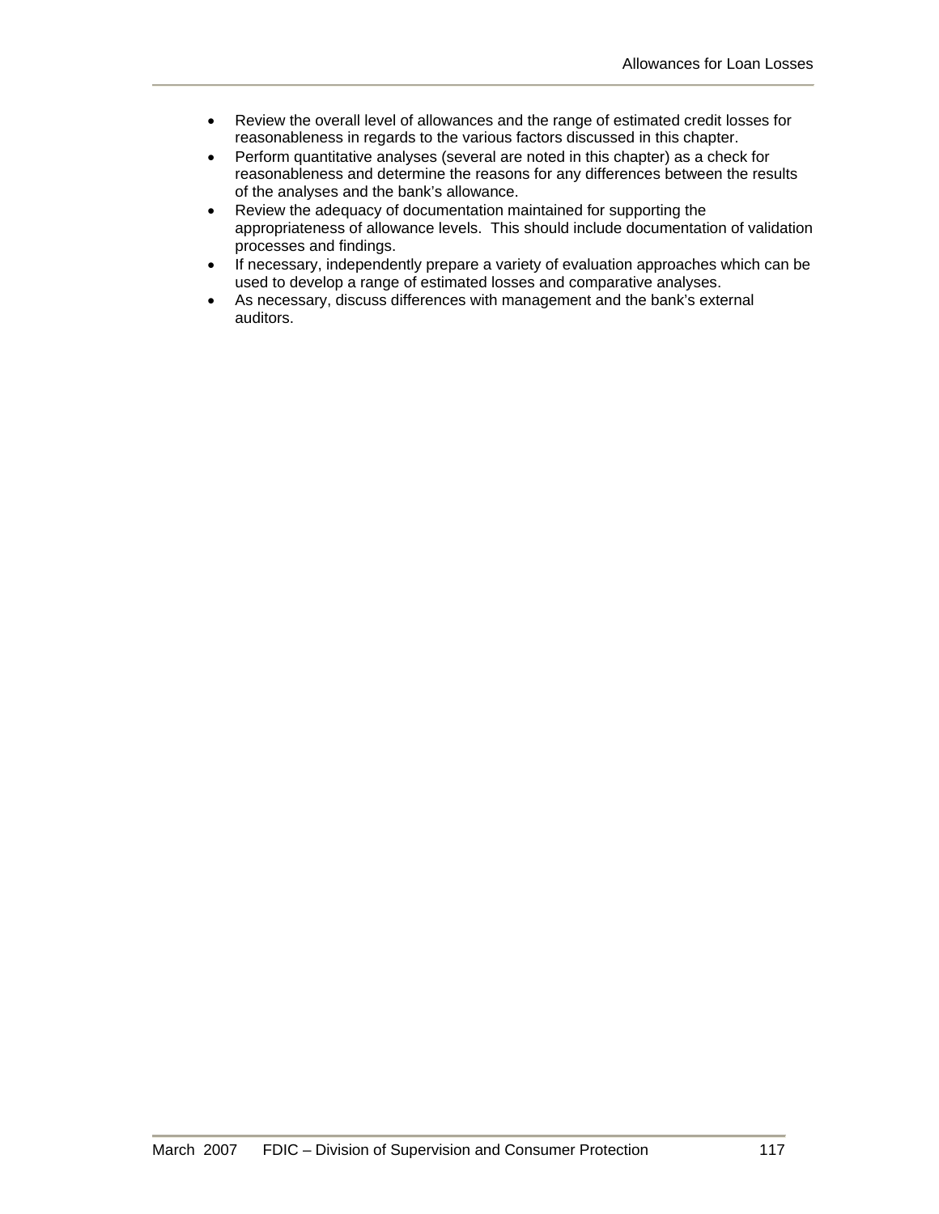- Review the overall level of allowances and the range of estimated credit losses for reasonableness in regards to the various factors discussed in this chapter.
- Perform quantitative analyses (several are noted in this chapter) as a check for reasonableness and determine the reasons for any differences between the results of the analyses and the bank's allowance.
- Review the adequacy of documentation maintained for supporting the appropriateness of allowance levels. This should include documentation of validation processes and findings.
- If necessary, independently prepare a variety of evaluation approaches which can be used to develop a range of estimated losses and comparative analyses.
- As necessary, discuss differences with management and the bank's external auditors.